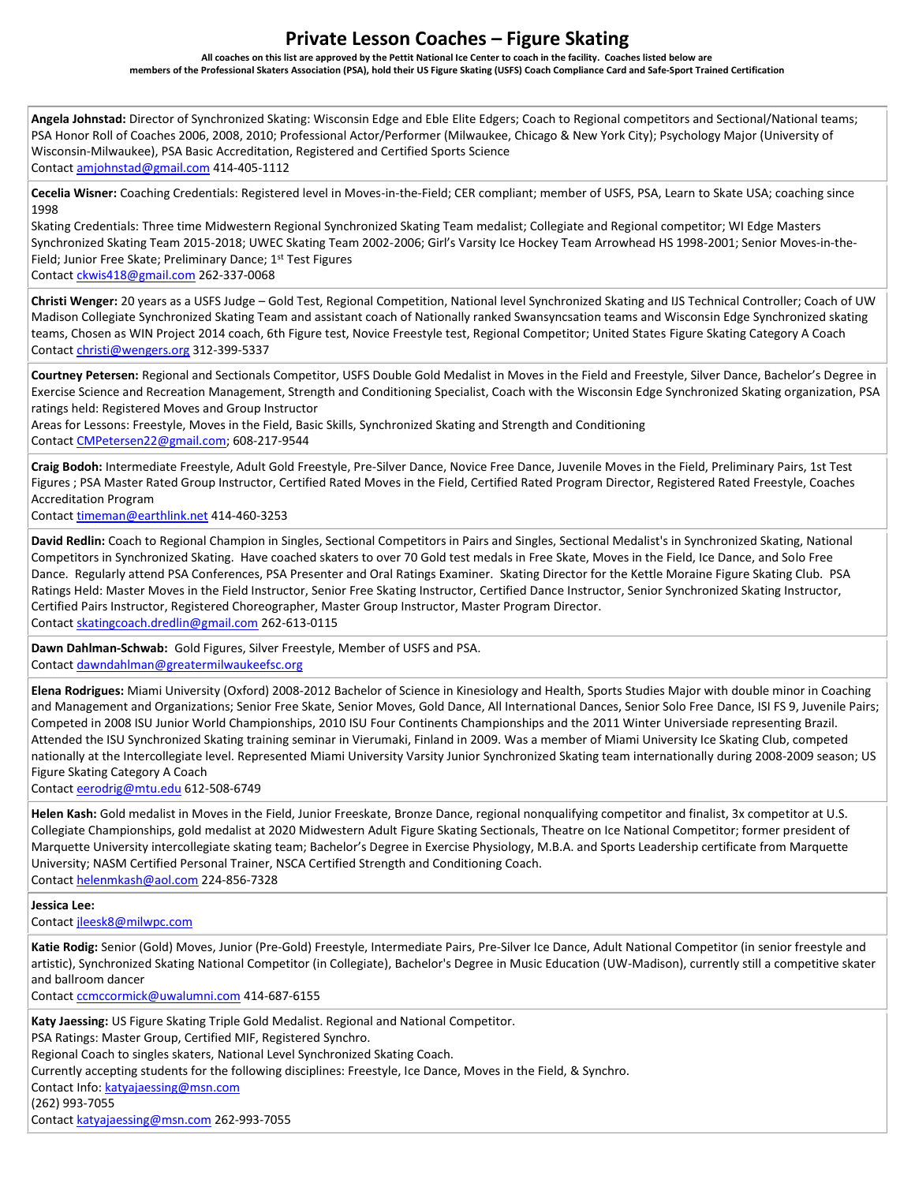# Private Lesson Coaches – Figure Skating

**All coaches on this list are approved by the Pettit National Ice Center to coach in the facility. Coaches listed below are members of the Professional Skaters Association (PSA), hold their US Figure Skating (USFS) Coach Compliance Card and Safe-Sport Trained Certification**

---

**Angela Johnstad:** Director of Synchronized Skating: Wisconsin Edge and Eble Elite Edgers; Coach to Regional competitors and Sectional/National teams; PSA Honor Roll of Coaches 2006, 2008, 2010; Professional Actor/Performer (Milwaukee, Chicago & New York City); Psychology Major (University of Wisconsin-Milwaukee), PSA Basic Accreditation, Registered and Certified Sports Science
Contact amjohnstad@gmail.com 414-405-1112

---

**Cecelia Wisner:** Coaching Credentials: Registered level in Moves-in-the-Field; CER compliant; member of USFS, PSA, Learn to Skate USA; coaching since 1998
Skating Credentials: Three time Midwestern Regional Synchronized Skating Team medalist; Collegiate and Regional competitor; WI Edge Masters Synchronized Skating Team 2015-2018; UWEC Skating Team 2002-2006; Girl's Varsity Ice Hockey Team Arrowhead HS 1998-2001; Senior Moves-in-the-Field; Junior Free Skate; Preliminary Dance; 1st Test Figures
Contact ckwis418@gmail.com 262-337-0068

---

**Christi Wenger:** 20 years as a USFS Judge – Gold Test, Regional Competition, National level Synchronized Skating and IJS Technical Controller; Coach of UW Madison Collegiate Synchronized Skating Team and assistant coach of Nationally ranked Swansyncsation teams and Wisconsin Edge Synchronized skating teams, Chosen as WIN Project 2014 coach, 6th Figure test, Novice Freestyle test, Regional Competitor; United States Figure Skating Category A Coach
Contact christi@wengers.org 312-399-5337

---

**Courtney Petersen:** Regional and Sectionals Competitor, USFS Double Gold Medalist in Moves in the Field and Freestyle, Silver Dance, Bachelor's Degree in Exercise Science and Recreation Management, Strength and Conditioning Specialist, Coach with the Wisconsin Edge Synchronized Skating organization, PSA ratings held: Registered Moves and Group Instructor
Areas for Lessons: Freestyle, Moves in the Field, Basic Skills, Synchronized Skating and Strength and Conditioning
Contact CMPetersen22@gmail.com; 608-217-9544

---

**Craig Bodoh:** Intermediate Freestyle, Adult Gold Freestyle, Pre-Silver Dance, Novice Free Dance, Juvenile Moves in the Field, Preliminary Pairs, 1st Test Figures ; PSA Master Rated Group Instructor, Certified Rated Moves in the Field, Certified Rated Program Director, Registered Rated Freestyle, Coaches Accreditation Program
Contact timeman@earthlink.net 414-460-3253

---

**David Redlin:** Coach to Regional Champion in Singles, Sectional Competitors in Pairs and Singles, Sectional Medalist's in Synchronized Skating, National Competitors in Synchronized Skating. Have coached skaters to over 70 Gold test medals in Free Skate, Moves in the Field, Ice Dance, and Solo Free Dance. Regularly attend PSA Conferences, PSA Presenter and Oral Ratings Examiner. Skating Director for the Kettle Moraine Figure Skating Club. PSA Ratings Held: Master Moves in the Field Instructor, Senior Free Skating Instructor, Certified Dance Instructor, Senior Synchronized Skating Instructor, Certified Pairs Instructor, Registered Choreographer, Master Group Instructor, Master Program Director.
Contact skatingcoach.dredlin@gmail.com 262-613-0115

---

**Dawn Dahlman-Schwab:** Gold Figures, Silver Freestyle, Member of USFS and PSA.
Contact dawndahlman@greatermilwaukeefsc.org

---

**Elena Rodrigues:** Miami University (Oxford) 2008-2012 Bachelor of Science in Kinesiology and Health, Sports Studies Major with double minor in Coaching and Management and Organizations; Senior Free Skate, Senior Moves, Gold Dance, All International Dances, Senior Solo Free Dance, ISI FS 9, Juvenile Pairs; Competed in 2008 ISU Junior World Championships, 2010 ISU Four Continents Championships and the 2011 Winter Universiade representing Brazil. Attended the ISU Synchronized Skating training seminar in Vierumaki, Finland in 2009. Was a member of Miami University Ice Skating Club, competed nationally at the Intercollegiate level. Represented Miami University Varsity Junior Synchronized Skating team internationally during 2008-2009 season; US Figure Skating Category A Coach
Contact eerodrig@mtu.edu 612-508-6749

---

**Helen Kash:** Gold medalist in Moves in the Field, Junior Freeskate, Bronze Dance, regional nonqualifying competitor and finalist, 3x competitor at U.S. Collegiate Championships, gold medalist at 2020 Midwestern Adult Figure Skating Sectionals, Theatre on Ice National Competitor; former president of Marquette University intercollegiate skating team; Bachelor's Degree in Exercise Physiology, M.B.A. and Sports Leadership certificate from Marquette University; NASM Certified Personal Trainer, NSCA Certified Strength and Conditioning Coach.
Contact helenmkash@aol.com 224-856-7328

---

**Jessica Lee:**
Contact jleesk8@milwpc.com

---

**Katie Rodig:** Senior (Gold) Moves, Junior (Pre-Gold) Freestyle, Intermediate Pairs, Pre-Silver Ice Dance, Adult National Competitor (in senior freestyle and artistic), Synchronized Skating National Competitor (in Collegiate), Bachelor's Degree in Music Education (UW-Madison), currently still a competitive skater and ballroom dancer
Contact ccmccormick@uwalumni.com 414-687-6155

---

**Katy Jaessing:** US Figure Skating Triple Gold Medalist. Regional and National Competitor.
PSA Ratings: Master Group, Certified MIF, Registered Synchro.
Regional Coach to singles skaters, National Level Synchronized Skating Coach.
Currently accepting students for the following disciplines: Freestyle, Ice Dance, Moves in the Field, & Synchro.
Contact Info: katyajaessing@msn.com
(262) 993-7055
Contact katyajaessing@msn.com 262-993-7055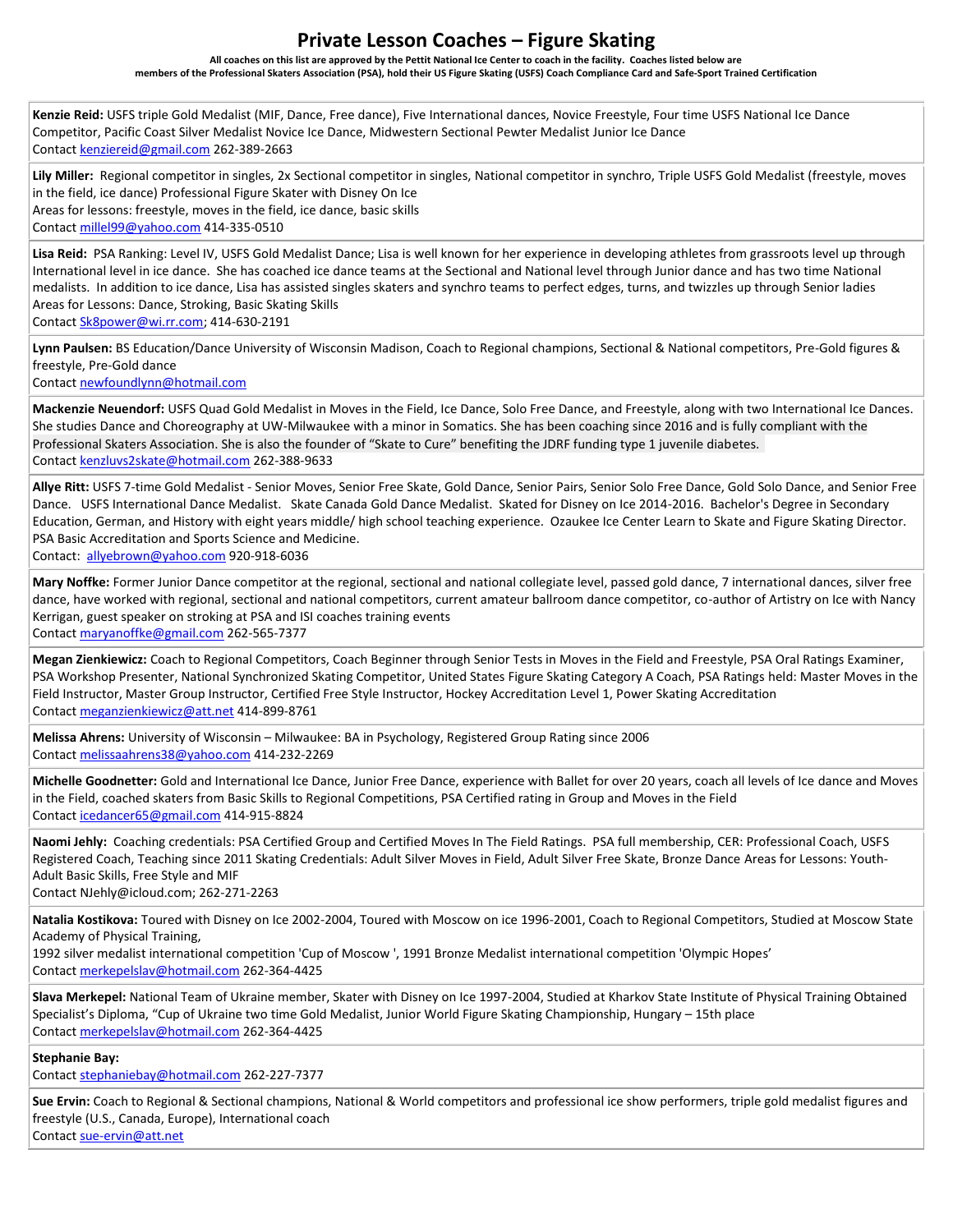# Private Lesson Coaches – Figure Skating

**All coaches on this list are approved by the Pettit National Ice Center to coach in the facility. Coaches listed below are members of the Professional Skaters Association (PSA), hold their US Figure Skating (USFS) Coach Compliance Card and Safe-Sport Trained Certification**

---

**Kenzie Reid:** USFS triple Gold Medalist (MIF, Dance, Free dance), Five International dances, Novice Freestyle, Four time USFS National Ice Dance Competitor, Pacific Coast Silver Medalist Novice Ice Dance, Midwestern Sectional Pewter Medalist Junior Ice Dance
Contact kenziereid@gmail.com 262-389-2663

---

**Lily Miller:** Regional competitor in singles, 2x Sectional competitor in singles, National competitor in synchro, Triple USFS Gold Medalist (freestyle, moves in the field, ice dance) Professional Figure Skater with Disney On Ice
Areas for lessons: freestyle, moves in the field, ice dance, basic skills
Contact millel99@yahoo.com 414-335-0510

---

**Lisa Reid:** PSA Ranking: Level IV, USFS Gold Medalist Dance; Lisa is well known for her experience in developing athletes from grassroots level up through International level in ice dance. She has coached ice dance teams at the Sectional and National level through Junior dance and has two time National medalists. In addition to ice dance, Lisa has assisted singles skaters and synchro teams to perfect edges, turns, and twizzles up through Senior ladies
Areas for Lessons: Dance, Stroking, Basic Skating Skills
Contact Sk8power@wi.rr.com; 414-630-2191

---

**Lynn Paulsen:** BS Education/Dance University of Wisconsin Madison, Coach to Regional champions, Sectional & National competitors, Pre-Gold figures & freestyle, Pre-Gold dance
Contact newfoundlynn@hotmail.com

---

**Mackenzie Neuendorf:** USFS Quad Gold Medalist in Moves in the Field, Ice Dance, Solo Free Dance, and Freestyle, along with two International Ice Dances. She studies Dance and Choreography at UW-Milwaukee with a minor in Somatics. She has been coaching since 2016 and is fully compliant with the Professional Skaters Association. She is also the founder of "Skate to Cure" benefiting the JDRF funding type 1 juvenile diabetes.
Contact kenzluvs2skate@hotmail.com 262-388-9633

---

**Allye Ritt:** USFS 7-time Gold Medalist - Senior Moves, Senior Free Skate, Gold Dance, Senior Pairs, Senior Solo Free Dance, Gold Solo Dance, and Senior Free Dance. USFS International Dance Medalist. Skate Canada Gold Dance Medalist. Skated for Disney on Ice 2014-2016. Bachelor's Degree in Secondary Education, German, and History with eight years middle/ high school teaching experience. Ozaukee Ice Center Learn to Skate and Figure Skating Director. PSA Basic Accreditation and Sports Science and Medicine.
Contact: allyebrown@yahoo.com 920-918-6036

---

**Mary Noffke:** Former Junior Dance competitor at the regional, sectional and national collegiate level, passed gold dance, 7 international dances, silver free dance, have worked with regional, sectional and national competitors, current amateur ballroom dance competitor, co-author of Artistry on Ice with Nancy Kerrigan, guest speaker on stroking at PSA and ISI coaches training events
Contact maryanoffke@gmail.com 262-565-7377

---

**Megan Zienkiewicz:** Coach to Regional Competitors, Coach Beginner through Senior Tests in Moves in the Field and Freestyle, PSA Oral Ratings Examiner, PSA Workshop Presenter, National Synchronized Skating Competitor, United States Figure Skating Category A Coach, PSA Ratings held: Master Moves in the Field Instructor, Master Group Instructor, Certified Free Style Instructor, Hockey Accreditation Level 1, Power Skating Accreditation
Contact meganzienkiewicz@att.net 414-899-8761

---

**Melissa Ahrens:** University of Wisconsin – Milwaukee: BA in Psychology, Registered Group Rating since 2006
Contact melissaahrens38@yahoo.com 414-232-2269

---

**Michelle Goodnetter:** Gold and International Ice Dance, Junior Free Dance, experience with Ballet for over 20 years, coach all levels of Ice dance and Moves in the Field, coached skaters from Basic Skills to Regional Competitions, PSA Certified rating in Group and Moves in the Field
Contact icedancer65@gmail.com 414-915-8824

---

**Naomi Jehly:** Coaching credentials: PSA Certified Group and Certified Moves In The Field Ratings. PSA full membership, CER: Professional Coach, USFS Registered Coach, Teaching since 2011 Skating Credentials: Adult Silver Moves in Field, Adult Silver Free Skate, Bronze Dance Areas for Lessons: Youth-Adult Basic Skills, Free Style and MIF
Contact NJehly@icloud.com; 262-271-2263

---

**Natalia Kostikova:** Toured with Disney on Ice 2002-2004, Toured with Moscow on ice 1996-2001, Coach to Regional Competitors, Studied at Moscow State Academy of Physical Training,
1992 silver medalist international competition 'Cup of Moscow ', 1991 Bronze Medalist international competition 'Olympic Hopes'
Contact merkepelslav@hotmail.com 262-364-4425

---

**Slava Merkepel:** National Team of Ukraine member, Skater with Disney on Ice 1997-2004, Studied at Kharkov State Institute of Physical Training Obtained Specialist's Diploma, "Cup of Ukraine two time Gold Medalist, Junior World Figure Skating Championship, Hungary – 15th place
Contact merkepelslav@hotmail.com 262-364-4425

---

**Stephanie Bay:**
Contact stephaniebay@hotmail.com 262-227-7377

---

**Sue Ervin:** Coach to Regional & Sectional champions, National & World competitors and professional ice show performers, triple gold medalist figures and freestyle (U.S., Canada, Europe), International coach
Contact sue-ervin@att.net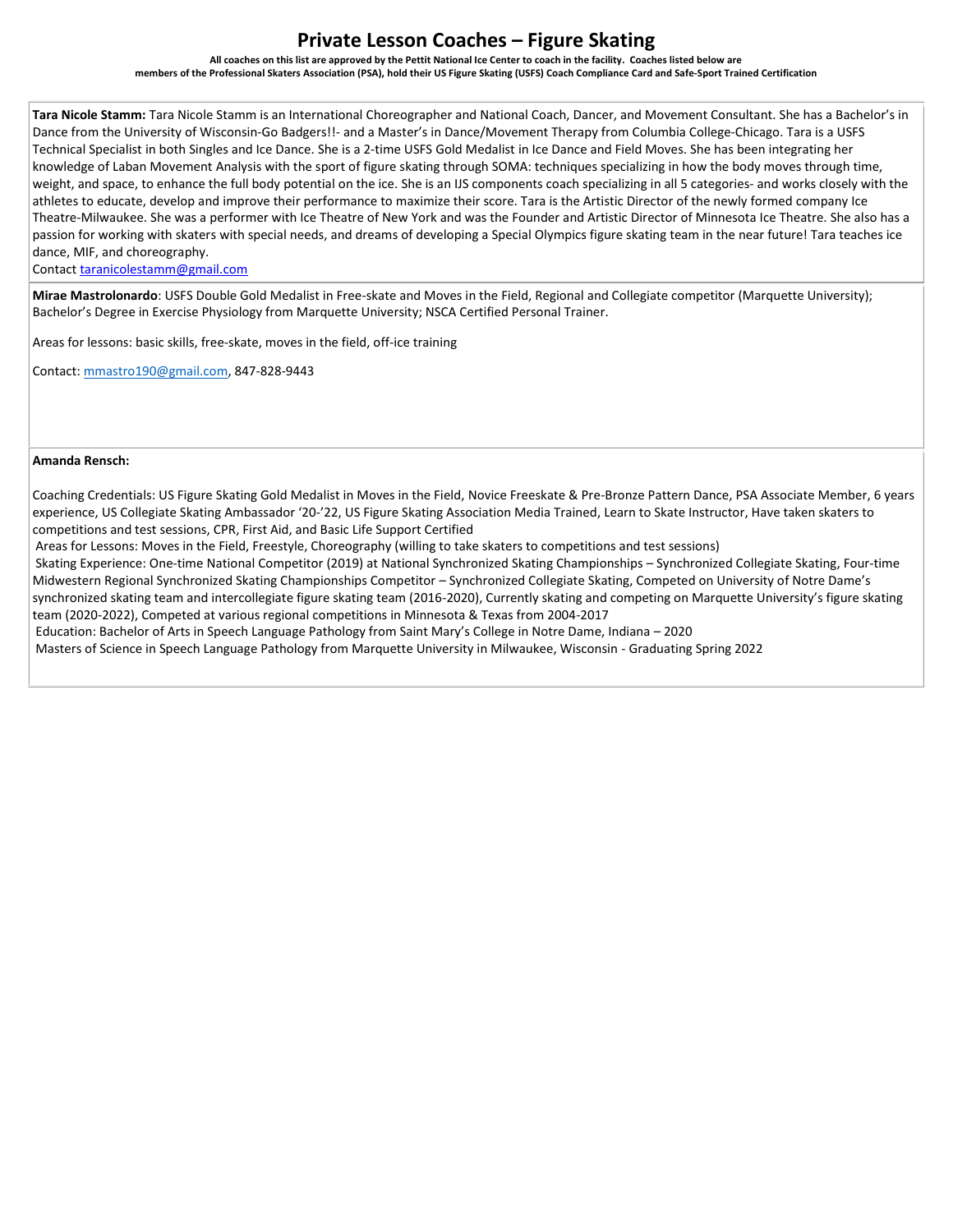# Private Lesson Coaches – Figure Skating

**All coaches on this list are approved by the Pettit National Ice Center to coach in the facility. Coaches listed below are members of the Professional Skaters Association (PSA), hold their US Figure Skating (USFS) Coach Compliance Card and Safe-Sport Trained Certification**

---

**Tara Nicole Stamm:** Tara Nicole Stamm is an International Choreographer and National Coach, Dancer, and Movement Consultant. She has a Bachelor's in Dance from the University of Wisconsin-Go Badgers!!- and a Master's in Dance/Movement Therapy from Columbia College-Chicago. Tara is a USFS Technical Specialist in both Singles and Ice Dance. She is a 2-time USFS Gold Medalist in Ice Dance and Field Moves. She has been integrating her knowledge of Laban Movement Analysis with the sport of figure skating through SOMA: techniques specializing in how the body moves through time, weight, and space, to enhance the full body potential on the ice. She is an IJS components coach specializing in all 5 categories- and works closely with the athletes to educate, develop and improve their performance to maximize their score. Tara is the Artistic Director of the newly formed company Ice Theatre-Milwaukee. She was a performer with Ice Theatre of New York and was the Founder and Artistic Director of Minnesota Ice Theatre. She also has a passion for working with skaters with special needs, and dreams of developing a Special Olympics figure skating team in the near future! Tara teaches ice dance, MIF, and choreography.

Contact taranicolestamm@gmail.com

---

**Mirae Mastrolonardo**: USFS Double Gold Medalist in Free-skate and Moves in the Field, Regional and Collegiate competitor (Marquette University); Bachelor's Degree in Exercise Physiology from Marquette University; NSCA Certified Personal Trainer.

Areas for lessons: basic skills, free-skate, moves in the field, off-ice training

Contact: mmastro190@gmail.com, 847-828-9443

---

**Amanda Rensch:**

Coaching Credentials: US Figure Skating Gold Medalist in Moves in the Field, Novice Freeskate & Pre-Bronze Pattern Dance, PSA Associate Member, 6 years experience, US Collegiate Skating Ambassador '20-'22, US Figure Skating Association Media Trained, Learn to Skate Instructor, Have taken skaters to competitions and test sessions, CPR, First Aid, and Basic Life Support Certified

Areas for Lessons: Moves in the Field, Freestyle, Choreography (willing to take skaters to competitions and test sessions)

Skating Experience: One-time National Competitor (2019) at National Synchronized Skating Championships – Synchronized Collegiate Skating, Four-time Midwestern Regional Synchronized Skating Championships Competitor – Synchronized Collegiate Skating, Competed on University of Notre Dame's synchronized skating team and intercollegiate figure skating team (2016-2020), Currently skating and competing on Marquette University's figure skating team (2020-2022), Competed at various regional competitions in Minnesota & Texas from 2004-2017

Education: Bachelor of Arts in Speech Language Pathology from Saint Mary's College in Notre Dame, Indiana – 2020

Masters of Science in Speech Language Pathology from Marquette University in Milwaukee, Wisconsin - Graduating Spring 2022